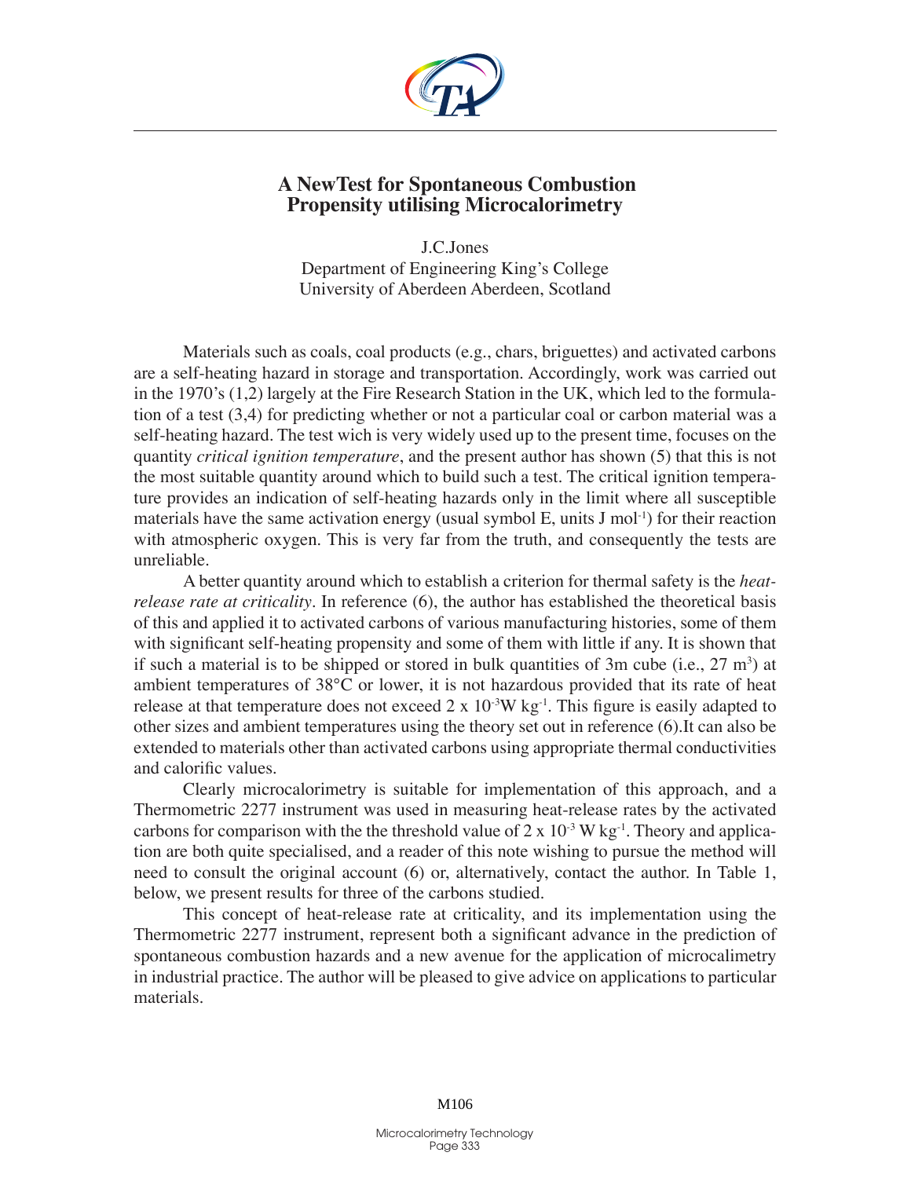# A NewTest for Spontaneous Combustion Propensity utilising Microcalorimetry

J.C.Jones
Department of Engineering King's College
University of Aberdeen Aberdeen, Scotland

Materials such as coals, coal products (e.g., chars, briguettes) and activated carbons are a self-heating hazard in storage and transportation. Accordingly, work was carried out in the 1970's (1,2) largely at the Fire Research Station in the UK, which led to the formulation of a test (3,4) for predicting whether or not a particular coal or carbon material was a self-heating hazard. The test wich is very widely used up to the present time, focuses on the quantity *critical ignition temperature*, and the present author has shown (5) that this is not the most suitable quantity around which to build such a test. The critical ignition temperature provides an indication of self-heating hazards only in the limit where all susceptible materials have the same activation energy (usual symbol E, units J $mol^{-1}$) for their reaction with atmospheric oxygen. This is very far from the truth, and consequently the tests are unreliable.

A better quantity around which to establish a criterion for thermal safety is the *heat-release rate at criticality*. In reference (6), the author has established the theoretical basis of this and applied it to activated carbons of various manufacturing histories, some of them with significant self-heating propensity and some of them with little if any. It is shown that if such a material is to be shipped or stored in bulk quantities of 3m cube (i.e., 27 $m^3$) at ambient temperatures of 38°C or lower, it is not hazardous provided that its rate of heat release at that temperature does not exceed $2 \times 10^{-3}$W $kg^{-1}$. This figure is easily adapted to other sizes and ambient temperatures using the theory set out in reference (6).It can also be extended to materials other than activated carbons using appropriate thermal conductivities and calorific values.

Clearly microcalorimetry is suitable for implementation of this approach, and a Thermometric 2277 instrument was used in measuring heat-release rates by the activated carbons for comparison with the the threshold value of $2 \times 10^{-3}$ W $kg^{-1}$. Theory and application are both quite specialised, and a reader of this note wishing to pursue the method will need to consult the original account (6) or, alternatively, contact the author. In Table 1, below, we present results for three of the carbons studied.

This concept of heat-release rate at criticality, and its implementation using the Thermometric 2277 instrument, represent both a significant advance in the prediction of spontaneous combustion hazards and a new avenue for the application of microcalimetry in industrial practice. The author will be pleased to give advice on applications to particular materials.

M106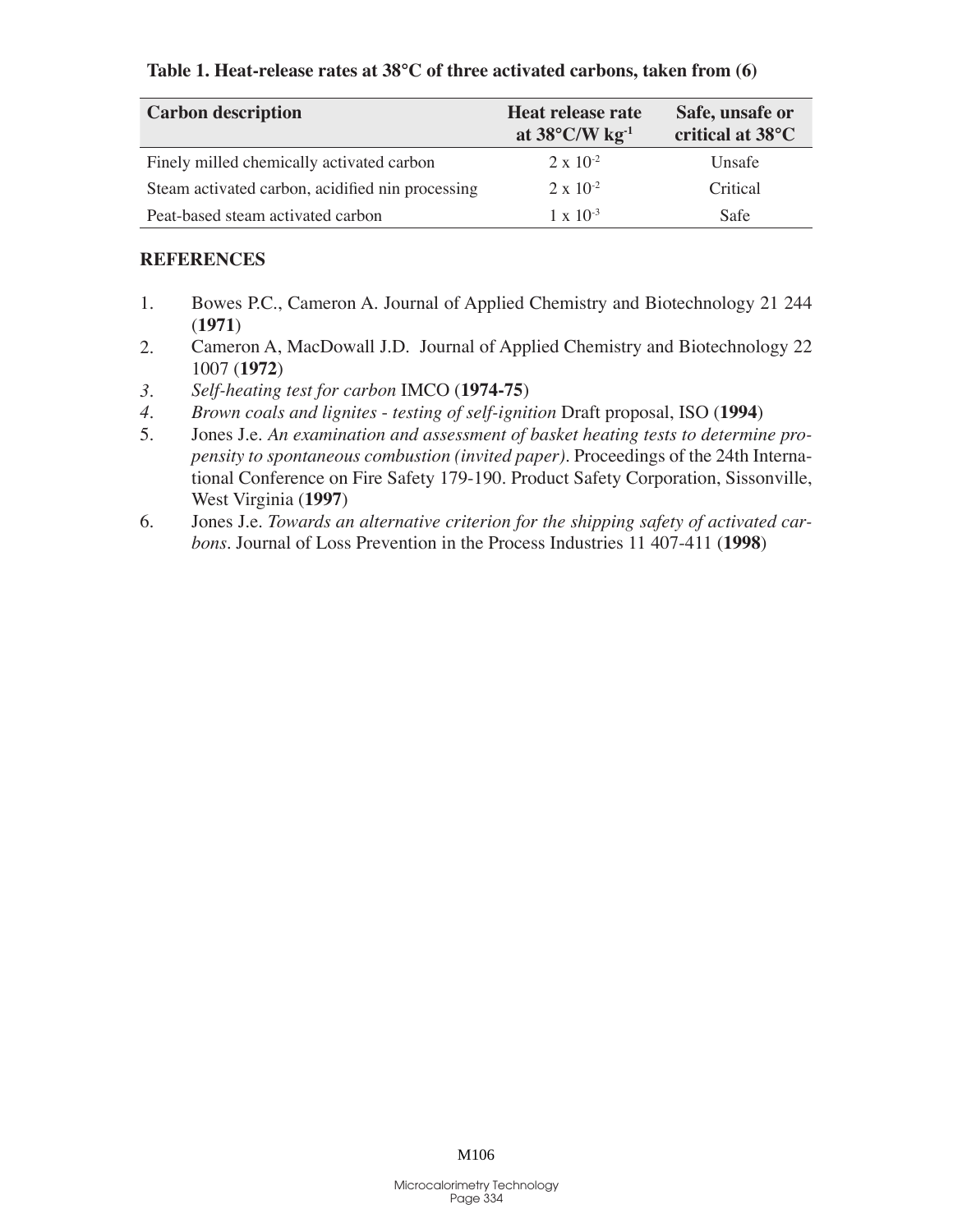**Table 1. Heat-release rates at 38°C of three activated carbons, taken from (6)**

| Carbon description | Heat release rate at 38°C/W kg$^{-1}$ | Safe, unsafe or critical at 38°C |
|---|---|---|
| Finely milled chemically activated carbon | $2 \times 10^{-2}$ | Unsafe |
| Steam activated carbon, acidified nin processing | $2 \times 10^{-2}$ | Critical |
| Peat-based steam activated carbon | $1 \times 10^{-3}$ | Safe |

## REFERENCES

1. Bowes P.C., Cameron A. Journal of Applied Chemistry and Biotechnology 21 244 (**1971**)
2. Cameron A, MacDowall J.D. Journal of Applied Chemistry and Biotechnology 22 1007 (**1972**)
3. *Self-heating test for carbon* IMCO (**1974-75**)
4. *Brown coals and lignites - testing of self-ignition* Draft proposal, ISO (**1994**)
5. Jones J.e. *An examination and assessment of basket heating tests to determine propensity to spontaneous combustion (invited paper)*. Proceedings of the 24th International Conference on Fire Safety 179-190. Product Safety Corporation, Sissonville, West Virginia (**1997**)
6. Jones J.e. *Towards an alternative criterion for the shipping safety of activated carbons*. Journal of Loss Prevention in the Process Industries 11 407-411 (**1998**)

M106